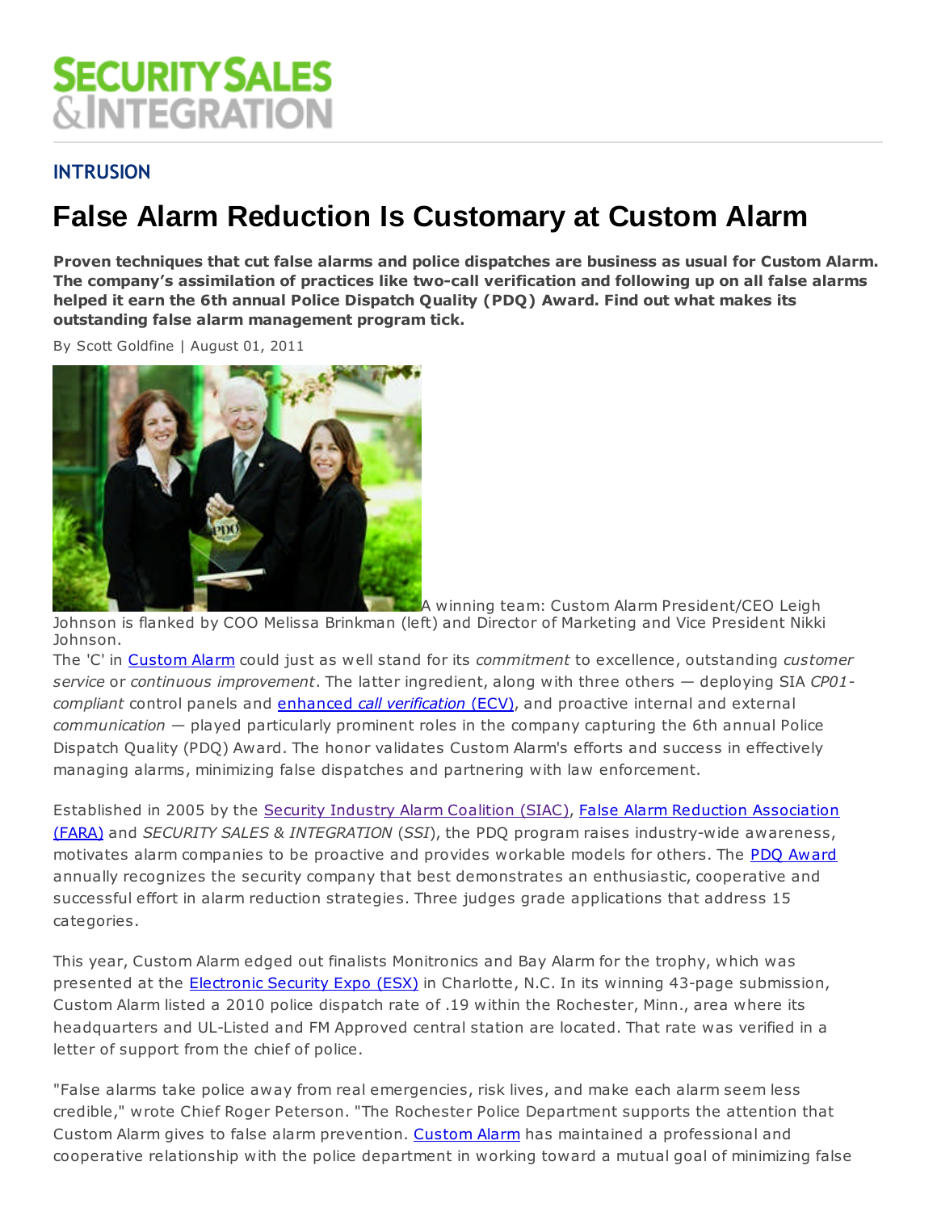# SECURITY SALES & INTEGRATION

## INTRUSION

# False Alarm Reduction Is Customary at Custom Alarm

**Proven techniques that cut false alarms and police dispatches are business as usual for Custom Alarm. The company's assimilation of practices like two-call verification and following up on all false alarms helped it earn the 6th annual Police Dispatch Quality (PDQ) Award. Find out what makes its outstanding false alarm management program tick.**

By Scott Goldfine | August 01, 2011

A winning team: Custom Alarm President/CEO Leigh Johnson is flanked by COO Melissa Brinkman (left) and Director of Marketing and Vice President Nikki Johnson.

The 'C' in Custom Alarm could just as well stand for its *commitment* to excellence, outstanding *customer service* or *continuous improvement*. The latter ingredient, along with three others — deploying SIA *CP01-compliant* control panels and enhanced *call verification* (ECV), and proactive internal and external *communication* — played particularly prominent roles in the company capturing the 6th annual Police Dispatch Quality (PDQ) Award. The honor validates Custom Alarm's efforts and success in effectively managing alarms, minimizing false dispatches and partnering with law enforcement.

Established in 2005 by the Security Industry Alarm Coalition (SIAC), False Alarm Reduction Association (FARA) and *SECURITY SALES & INTEGRATION* (*SSI*), the PDQ program raises industry-wide awareness, motivates alarm companies to be proactive and provides workable models for others. The PDQ Award annually recognizes the security company that best demonstrates an enthusiastic, cooperative and successful effort in alarm reduction strategies. Three judges grade applications that address 15 categories.

This year, Custom Alarm edged out finalists Monitronics and Bay Alarm for the trophy, which was presented at the Electronic Security Expo (ESX) in Charlotte, N.C. In its winning 43-page submission, Custom Alarm listed a 2010 police dispatch rate of .19 within the Rochester, Minn., area where its headquarters and UL-Listed and FM Approved central station are located. That rate was verified in a letter of support from the chief of police.

"False alarms take police away from real emergencies, risk lives, and make each alarm seem less credible," wrote Chief Roger Peterson. "The Rochester Police Department supports the attention that Custom Alarm gives to false alarm prevention. Custom Alarm has maintained a professional and cooperative relationship with the police department in working toward a mutual goal of minimizing false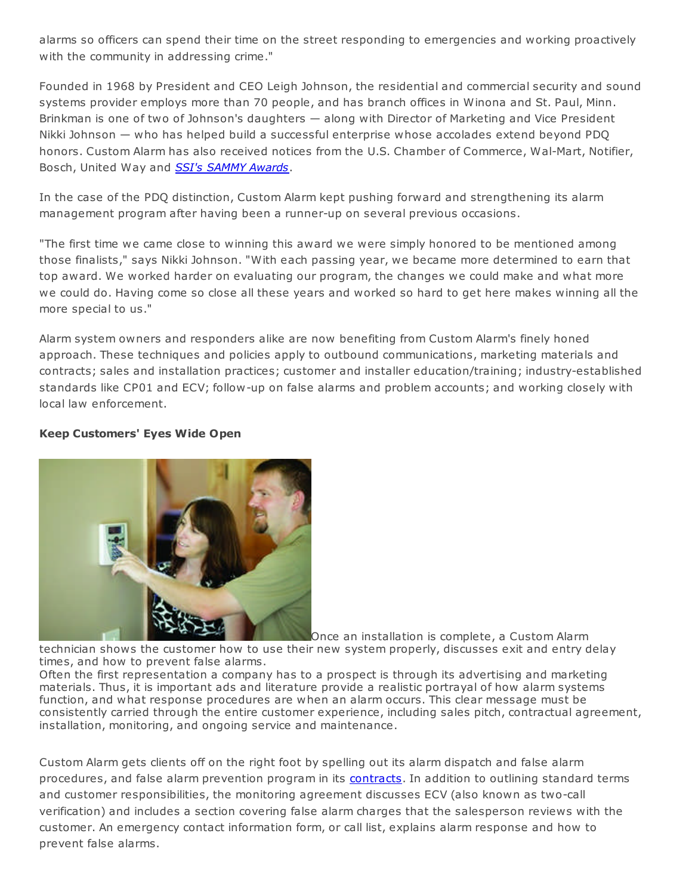alarms so officers can spend their time on the street responding to emergencies and working proactively with the community in addressing crime."

Founded in 1968 by President and CEO Leigh Johnson, the residential and commercial security and sound systems provider employs more than 70 people, and has branch offices in Winona and St. Paul, Minn. Brinkman is one of two of Johnson's daughters — along with Director of Marketing and Vice President Nikki Johnson — who has helped build a successful enterprise whose accolades extend beyond PDQ honors. Custom Alarm has also received notices from the U.S. Chamber of Commerce, Wal-Mart, Notifier, Bosch, United Way and *SSI's SAMMY Awards*.

In the case of the PDQ distinction, Custom Alarm kept pushing forward and strengthening its alarm management program after having been a runner-up on several previous occasions.

"The first time we came close to winning this award we were simply honored to be mentioned among those finalists," says Nikki Johnson. "With each passing year, we became more determined to earn that top award. We worked harder on evaluating our program, the changes we could make and what more we could do. Having come so close all these years and worked so hard to get here makes winning all the more special to us."

Alarm system owners and responders alike are now benefiting from Custom Alarm's finely honed approach. These techniques and policies apply to outbound communications, marketing materials and contracts; sales and installation practices; customer and installer education/training; industry-established standards like CP01 and ECV; follow-up on false alarms and problem accounts; and working closely with local law enforcement.

**Keep Customers' Eyes Wide Open**

Once an installation is complete, a Custom Alarm technician shows the customer how to use their new system properly, discusses exit and entry delay times, and how to prevent false alarms.

Often the first representation a company has to a prospect is through its advertising and marketing materials. Thus, it is important ads and literature provide a realistic portrayal of how alarm systems function, and what response procedures are when an alarm occurs. This clear message must be consistently carried through the entire customer experience, including sales pitch, contractual agreement, installation, monitoring, and ongoing service and maintenance.

Custom Alarm gets clients off on the right foot by spelling out its alarm dispatch and false alarm procedures, and false alarm prevention program in its contracts. In addition to outlining standard terms and customer responsibilities, the monitoring agreement discusses ECV (also known as two-call verification) and includes a section covering false alarm charges that the salesperson reviews with the customer. An emergency contact information form, or call list, explains alarm response and how to prevent false alarms.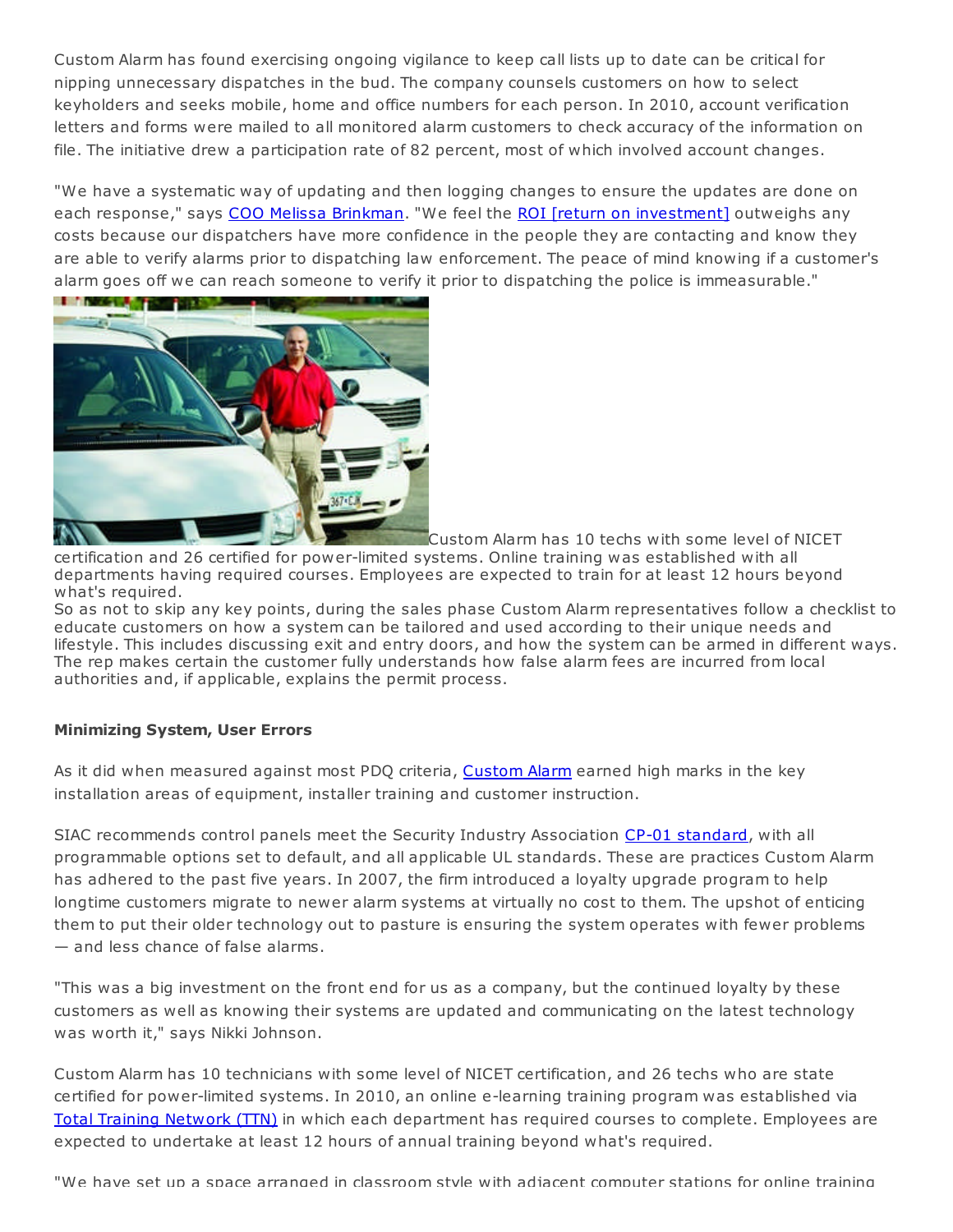Custom Alarm has found exercising ongoing vigilance to keep call lists up to date can be critical for nipping unnecessary dispatches in the bud. The company counsels customers on how to select keyholders and seeks mobile, home and office numbers for each person. In 2010, account verification letters and forms were mailed to all monitored alarm customers to check accuracy of the information on file. The initiative drew a participation rate of 82 percent, most of which involved account changes.

"We have a systematic way of updating and then logging changes to ensure the updates are done on each response," says COO Melissa Brinkman. "We feel the ROI [return on investment] outweighs any costs because our dispatchers have more confidence in the people they are contacting and know they are able to verify alarms prior to dispatching law enforcement. The peace of mind knowing if a customer's alarm goes off we can reach someone to verify it prior to dispatching the police is immeasurable."

Custom Alarm has 10 techs with some level of NICET certification and 26 certified for power-limited systems. Online training was established with all departments having required courses. Employees are expected to train for at least 12 hours beyond what's required.

So as not to skip any key points, during the sales phase Custom Alarm representatives follow a checklist to educate customers on how a system can be tailored and used according to their unique needs and lifestyle. This includes discussing exit and entry doors, and how the system can be armed in different ways. The rep makes certain the customer fully understands how false alarm fees are incurred from local authorities and, if applicable, explains the permit process.

**Minimizing System, User Errors**

As it did when measured against most PDQ criteria, Custom Alarm earned high marks in the key installation areas of equipment, installer training and customer instruction.

SIAC recommends control panels meet the Security Industry Association CP-01 standard, with all programmable options set to default, and all applicable UL standards. These are practices Custom Alarm has adhered to the past five years. In 2007, the firm introduced a loyalty upgrade program to help longtime customers migrate to newer alarm systems at virtually no cost to them. The upshot of enticing them to put their older technology out to pasture is ensuring the system operates with fewer problems — and less chance of false alarms.

"This was a big investment on the front end for us as a company, but the continued loyalty by these customers as well as knowing their systems are updated and communicating on the latest technology was worth it," says Nikki Johnson.

Custom Alarm has 10 technicians with some level of NICET certification, and 26 techs who are state certified for power-limited systems. In 2010, an online e-learning training program was established via Total Training Network (TTN) in which each department has required courses to complete. Employees are expected to undertake at least 12 hours of annual training beyond what's required.

"We have set up a space arranged in classroom style with adjacent computer stations for online training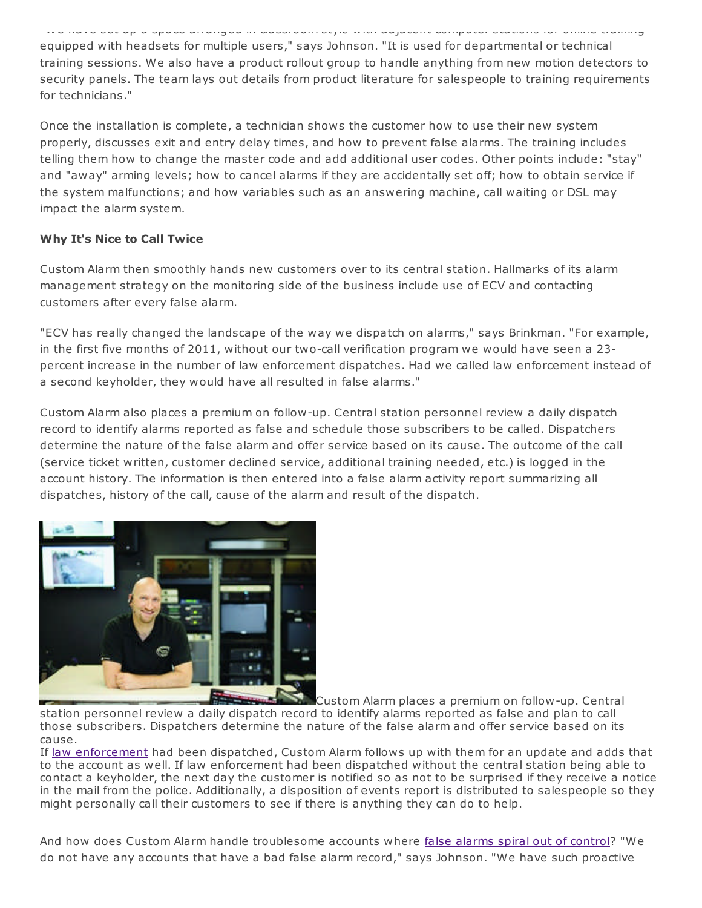"We have set up a space arranged in classroom style with adjacent computer stations for online training equipped with headsets for multiple users," says Johnson. "It is used for departmental or technical training sessions. We also have a product rollout group to handle anything from new motion detectors to security panels. The team lays out details from product literature for salespeople to training requirements for technicians."

Once the installation is complete, a technician shows the customer how to use their new system properly, discusses exit and entry delay times, and how to prevent false alarms. The training includes telling them how to change the master code and add additional user codes. Other points include: "stay" and "away" arming levels; how to cancel alarms if they are accidentally set off; how to obtain service if the system malfunctions; and how variables such as an answering machine, call waiting or DSL may impact the alarm system.

**Why It's Nice to Call Twice**

Custom Alarm then smoothly hands new customers over to its central station. Hallmarks of its alarm management strategy on the monitoring side of the business include use of ECV and contacting customers after every false alarm.

"ECV has really changed the landscape of the way we dispatch on alarms," says Brinkman. "For example, in the first five months of 2011, without our two-call verification program we would have seen a 23-percent increase in the number of law enforcement dispatches. Had we called law enforcement instead of a second keyholder, they would have all resulted in false alarms."

Custom Alarm also places a premium on follow-up. Central station personnel review a daily dispatch record to identify alarms reported as false and schedule those subscribers to be called. Dispatchers determine the nature of the false alarm and offer service based on its cause. The outcome of the call (service ticket written, customer declined service, additional training needed, etc.) is logged in the account history. The information is then entered into a false alarm activity report summarizing all dispatches, history of the call, cause of the alarm and result of the dispatch.

Custom Alarm places a premium on follow-up. Central station personnel review a daily dispatch record to identify alarms reported as false and plan to call those subscribers. Dispatchers determine the nature of the false alarm and offer service based on its cause.

If law enforcement had been dispatched, Custom Alarm follows up with them for an update and adds that to the account as well. If law enforcement had been dispatched without the central station being able to contact a keyholder, the next day the customer is notified so as not to be surprised if they receive a notice in the mail from the police. Additionally, a disposition of events report is distributed to salespeople so they might personally call their customers to see if there is anything they can do to help.

And how does Custom Alarm handle troublesome accounts where false alarms spiral out of control? "We do not have any accounts that have a bad false alarm record," says Johnson. "We have such proactive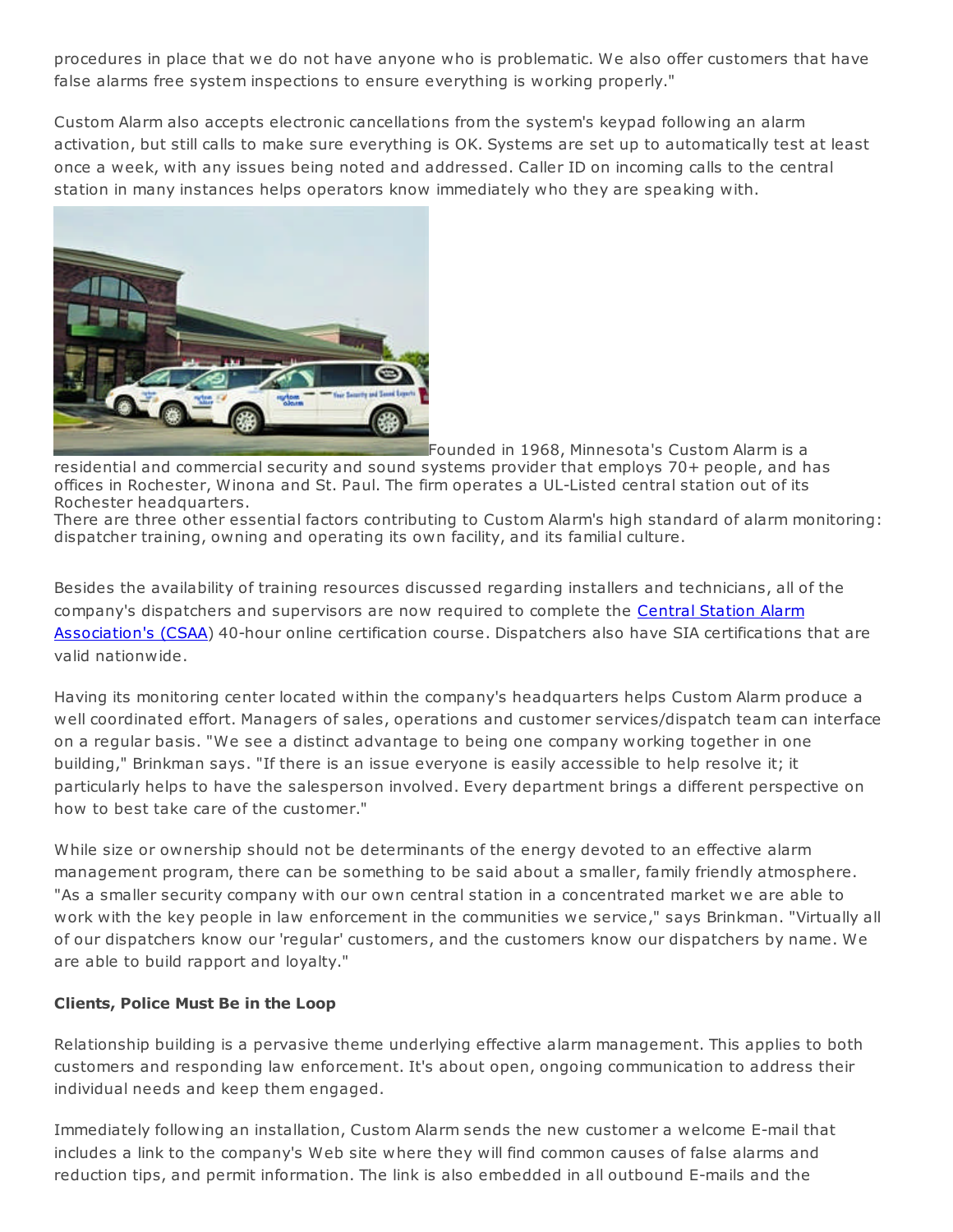procedures in place that we do not have anyone who is problematic. We also offer customers that have false alarms free system inspections to ensure everything is working properly."

Custom Alarm also accepts electronic cancellations from the system's keypad following an alarm activation, but still calls to make sure everything is OK. Systems are set up to automatically test at least once a week, with any issues being noted and addressed. Caller ID on incoming calls to the central station in many instances helps operators know immediately who they are speaking with.

Founded in 1968, Minnesota's Custom Alarm is a residential and commercial security and sound systems provider that employs 70+ people, and has offices in Rochester, Winona and St. Paul. The firm operates a UL-Listed central station out of its Rochester headquarters.

There are three other essential factors contributing to Custom Alarm's high standard of alarm monitoring: dispatcher training, owning and operating its own facility, and its familial culture.

Besides the availability of training resources discussed regarding installers and technicians, all of the company's dispatchers and supervisors are now required to complete the Central Station Alarm Association's (CSAA) 40-hour online certification course. Dispatchers also have SIA certifications that are valid nationwide.

Having its monitoring center located within the company's headquarters helps Custom Alarm produce a well coordinated effort. Managers of sales, operations and customer services/dispatch team can interface on a regular basis. "We see a distinct advantage to being one company working together in one building," Brinkman says. "If there is an issue everyone is easily accessible to help resolve it; it particularly helps to have the salesperson involved. Every department brings a different perspective on how to best take care of the customer."

While size or ownership should not be determinants of the energy devoted to an effective alarm management program, there can be something to be said about a smaller, family friendly atmosphere. "As a smaller security company with our own central station in a concentrated market we are able to work with the key people in law enforcement in the communities we service," says Brinkman. "Virtually all of our dispatchers know our 'regular' customers, and the customers know our dispatchers by name. We are able to build rapport and loyalty."

**Clients, Police Must Be in the Loop**

Relationship building is a pervasive theme underlying effective alarm management. This applies to both customers and responding law enforcement. It's about open, ongoing communication to address their individual needs and keep them engaged.

Immediately following an installation, Custom Alarm sends the new customer a welcome E-mail that includes a link to the company's Web site where they will find common causes of false alarms and reduction tips, and permit information. The link is also embedded in all outbound E-mails and the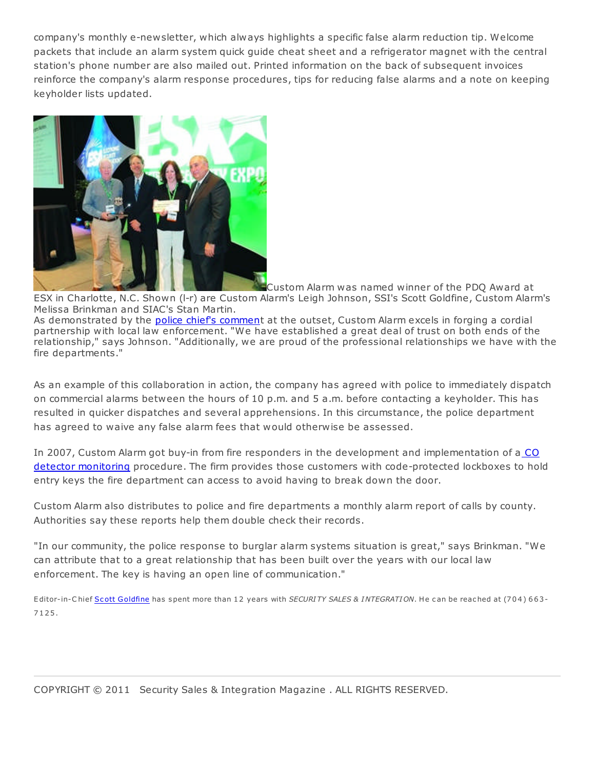company's monthly e-newsletter, which always highlights a specific false alarm reduction tip. Welcome packets that include an alarm system quick guide cheat sheet and a refrigerator magnet with the central station's phone number are also mailed out. Printed information on the back of subsequent invoices reinforce the company's alarm response procedures, tips for reducing false alarms and a note on keeping keyholder lists updated.

Custom Alarm was named winner of the PDQ Award at ESX in Charlotte, N.C. Shown (l-r) are Custom Alarm's Leigh Johnson, SSI's Scott Goldfine, Custom Alarm's Melissa Brinkman and SIAC's Stan Martin.

As demonstrated by the police chief's comment at the outset, Custom Alarm excels in forging a cordial partnership with local law enforcement. "We have established a great deal of trust on both ends of the relationship," says Johnson. "Additionally, we are proud of the professional relationships we have with the fire departments."

As an example of this collaboration in action, the company has agreed with police to immediately dispatch on commercial alarms between the hours of 10 p.m. and 5 a.m. before contacting a keyholder. This has resulted in quicker dispatches and several apprehensions. In this circumstance, the police department has agreed to waive any false alarm fees that would otherwise be assessed.

In 2007, Custom Alarm got buy-in from fire responders in the development and implementation of a CO detector monitoring procedure. The firm provides those customers with code-protected lockboxes to hold entry keys the fire department can access to avoid having to break down the door.

Custom Alarm also distributes to police and fire departments a monthly alarm report of calls by county. Authorities say these reports help them double check their records.

"In our community, the police response to burglar alarm systems situation is great," says Brinkman. "We can attribute that to a great relationship that has been built over the years with our local law enforcement. The key is having an open line of communication."

Editor-in-Chief Scott Goldfine has spent more than 12 years with *SECURITY SALES & INTEGRATION*. He can be reached at (704) 663-7125.

COPYRIGHT © 2011 Security Sales & Integration Magazine . ALL RIGHTS RESERVED.